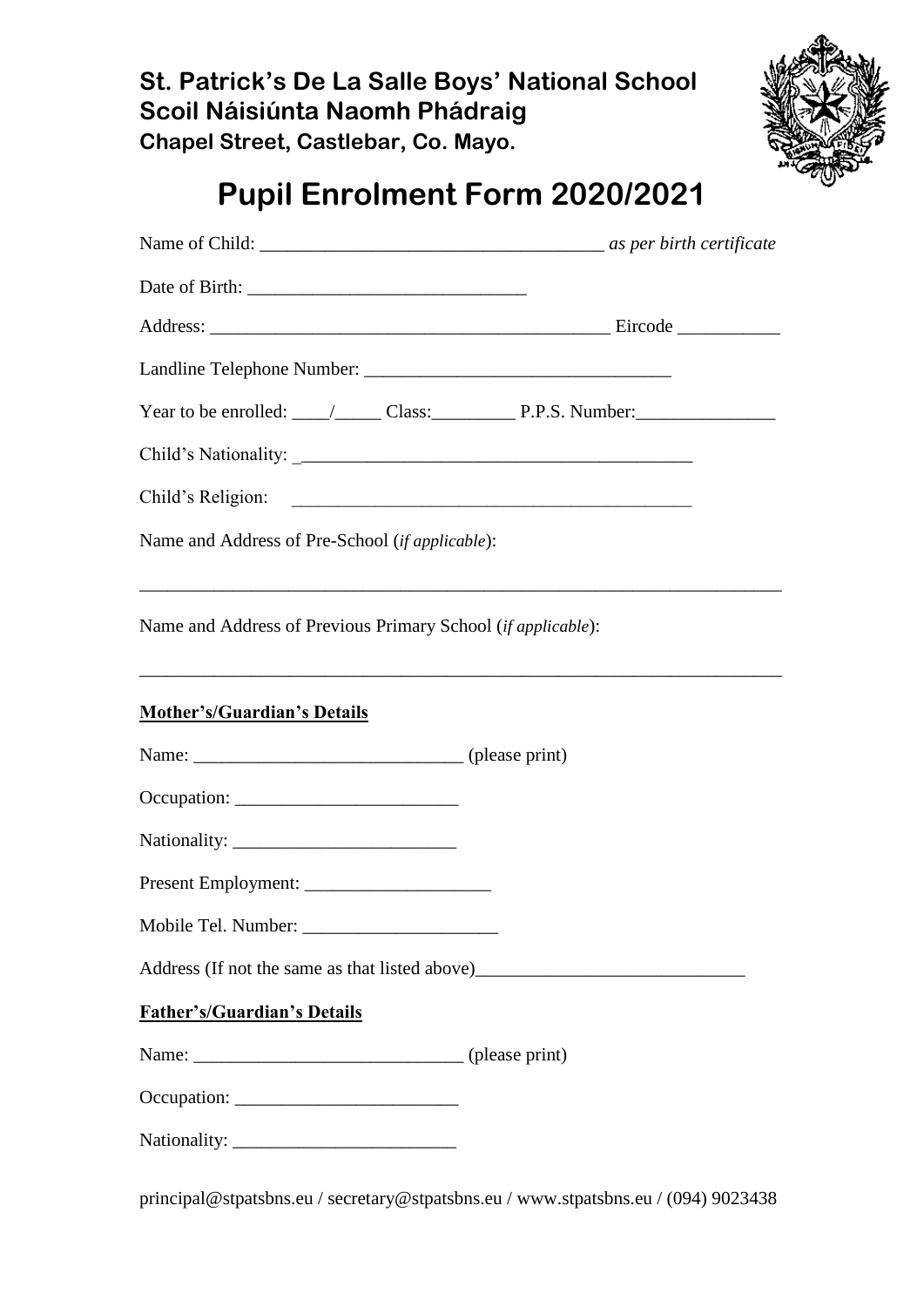**St. Patrick's De La Salle Boys' National School**
**Scoil Náisiúnta Naomh Phádraig**
**Chapel Street, Castlebar, Co. Mayo.**

# Pupil Enrolment Form 2020/2021

Name of Child: ____________________________________ *as per birth certificate*

Date of Birth: _____________________________

Address: __________________________________________ Eircode ___________

Landline Telephone Number: ________________________________

Year to be enrolled: ____/_____ Class:_________ P.P.S. Number:_______________

Child's Nationality: _________________________________________

Child's Religion: ___________________________________________

Name and Address of Pre-School (*if applicable*):

_____________________________________________________________________

Name and Address of Previous Primary School (*if applicable*):

_____________________________________________________________________

**Mother's/Guardian's Details**

Name: ____________________________ (please print)

Occupation: _______________________

Nationality: _______________________

Present Employment: ___________________

Mobile Tel. Number: ____________________

Address (If not the same as that listed above)____________________________

**Father's/Guardian's Details**

Name: ____________________________ (please print)

Occupation: _______________________

Nationality: _______________________

principal@stpatsbns.eu / secretary@stpatsbns.eu / www.stpatsbns.eu / (094) 9023438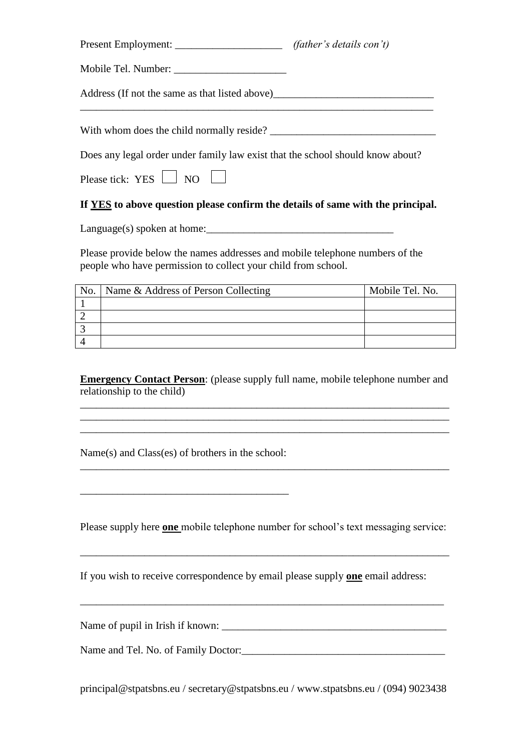Present Employment: ____________________ *(father's details con't)*

Mobile Tel. Number: _____________________

Address (If not the same as that listed above)______________________________
____________________________________________________________________

With whom does the child normally reside? _______________________________

Does any legal order under family law exist that the school should know about?

Please tick: YES ☐ NO ☐

**If <u>YES</u> to above question please confirm the details of same with the principal.**

Language(s) spoken at home:___________________________________

Please provide below the names addresses and mobile telephone numbers of the people who have permission to collect your child from school.

| No. | Name & Address of Person Collecting | Mobile Tel. No. |
|---|---|---|
| 1 | | |
| 2 | | |
| 3 | | |
| 4 | | |

**<u>Emergency Contact Person</u>**: (please supply full name, mobile telephone number and relationship to the child)

_______________________________________________________________________
_______________________________________________________________________
_______________________________________________________________________

Name(s) and Class(es) of brothers in the school:

_______________________________________________________________________

_______________________________________

Please supply here **<u>one</u>** mobile telephone number for school's text messaging service:

_______________________________________________________________________

If you wish to receive correspondence by email please supply **<u>one</u>** email address:

______________________________________________________________________

Name of pupil in Irish if known: __________________________________________

Name and Tel. No. of Family Doctor:_______________________________________

principal@stpatsbns.eu / secretary@stpatsbns.eu / www.stpatsbns.eu / (094) 9023438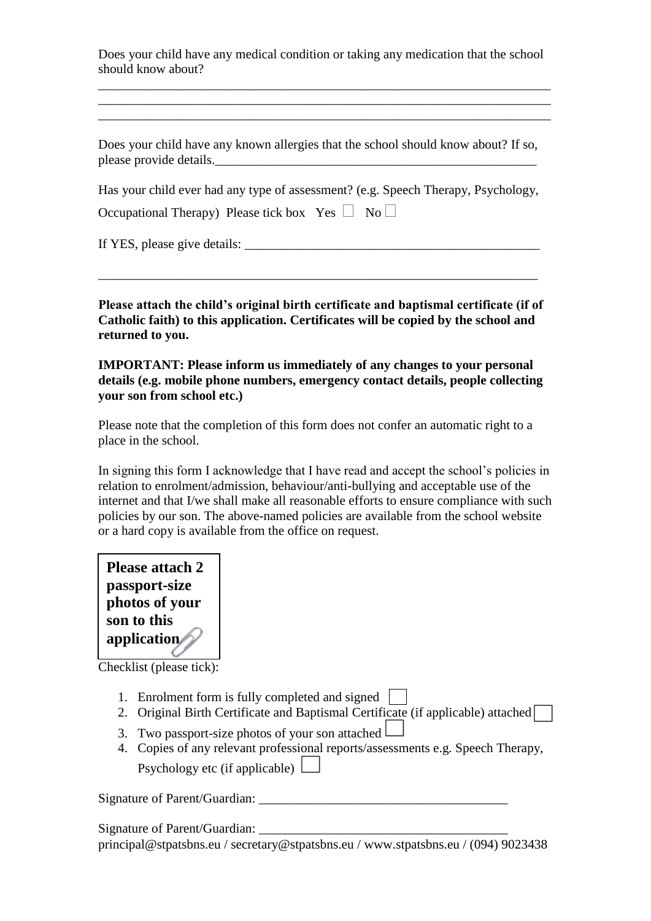Does your child have any medical condition or taking any medication that the school should know about?

___________________________________________________________________________
___________________________________________________________________________
___________________________________________________________________________

Does your child have any known allergies that the school should know about? If so, please provide details.___________________________________________________

Has your child ever had any type of assessment? (e.g. Speech Therapy, Psychology, Occupational Therapy) Please tick box Yes ☐ No ☐

If YES, please give details: _______________________________________________

___________________________________________________________________________

**Please attach the child's original birth certificate and baptismal certificate (if of Catholic faith) to this application. Certificates will be copied by the school and returned to you.**

**IMPORTANT: Please inform us immediately of any changes to your personal details (e.g. mobile phone numbers, emergency contact details, people collecting your son from school etc.)**

Please note that the completion of this form does not confer an automatic right to a place in the school.

In signing this form I acknowledge that I have read and accept the school's policies in relation to enrolment/admission, behaviour/anti-bullying and acceptable use of the internet and that I/we shall make all reasonable efforts to ensure compliance with such policies by our son. The above-named policies are available from the school website or a hard copy is available from the office on request.

**Please attach 2 passport-size photos of your son to this application**

Checklist (please tick):

1. Enrolment form is fully completed and signed ☐
2. Original Birth Certificate and Baptismal Certificate (if applicable) attached ☐
3. Two passport-size photos of your son attached ☐
4. Copies of any relevant professional reports/assessments e.g. Speech Therapy, Psychology etc (if applicable) ☐

Signature of Parent/Guardian: ______________________________________

Signature of Parent/Guardian: ______________________________________

principal@stpatsbns.eu / secretary@stpatsbns.eu / www.stpatsbns.eu / (094) 9023438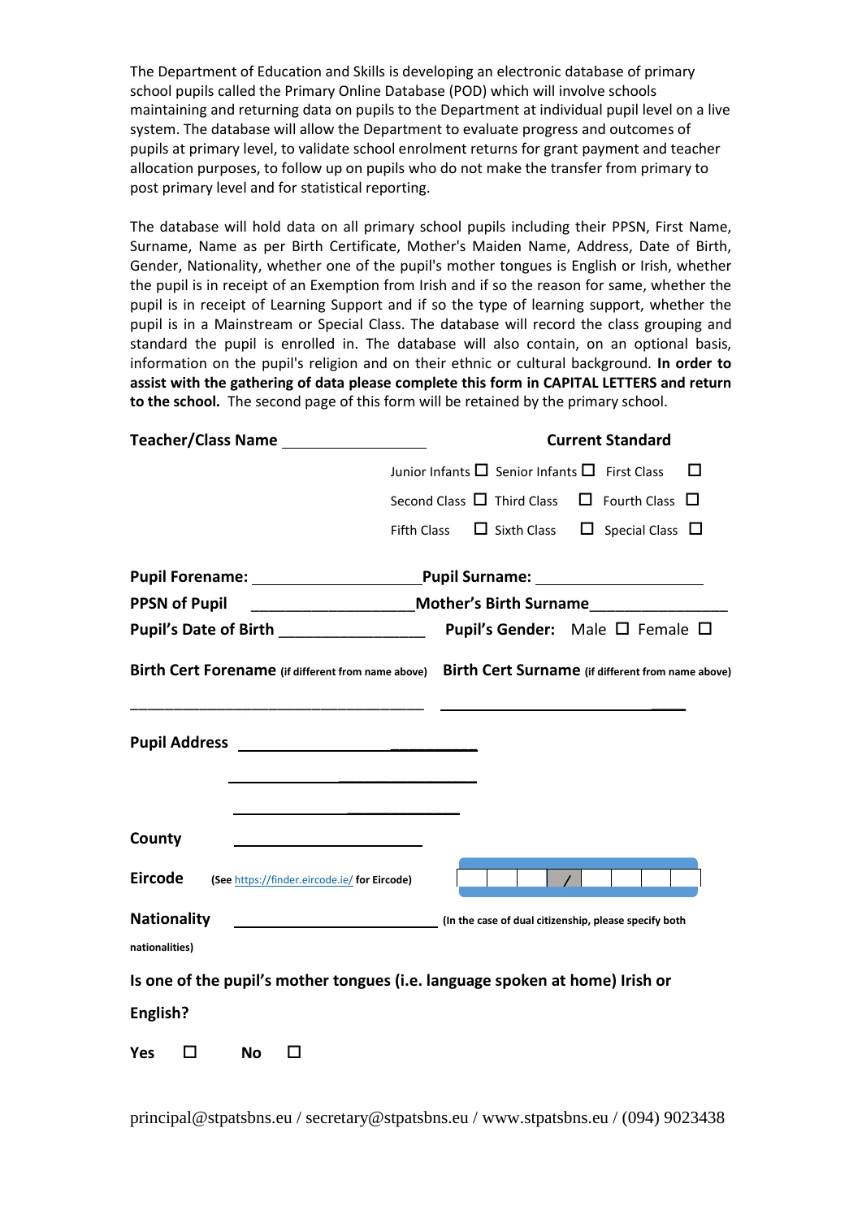The Department of Education and Skills is developing an electronic database of primary school pupils called the Primary Online Database (POD) which will involve schools maintaining and returning data on pupils to the Department at individual pupil level on a live system. The database will allow the Department to evaluate progress and outcomes of pupils at primary level, to validate school enrolment returns for grant payment and teacher allocation purposes, to follow up on pupils who do not make the transfer from primary to post primary level and for statistical reporting.

The database will hold data on all primary school pupils including their PPSN, First Name, Surname, Name as per Birth Certificate, Mother's Maiden Name, Address, Date of Birth, Gender, Nationality, whether one of the pupil's mother tongues is English or Irish, whether the pupil is in receipt of an Exemption from Irish and if so the reason for same, whether the pupil is in receipt of Learning Support and if so the type of learning support, whether the pupil is in a Mainstream or Special Class. The database will record the class grouping and standard the pupil is enrolled in. The database will also contain, on an optional basis, information on the pupil's religion and on their ethnic or cultural background. **In order to assist with the gathering of data please complete this form in CAPITAL LETTERS and return to the school.** The second page of this form will be retained by the primary school.

**Teacher/Class Name** ________________

**Current Standard**

Junior Infants ☐ Senior Infants ☐ First Class ☐

Second Class ☐ Third Class ☐ Fourth Class ☐

Fifth Class ☐ Sixth Class ☐ Special Class ☐

**Pupil Forename:** ____________________ **Pupil Surname:** ____________________

**PPSN of Pupil** ____________________ **Mother's Birth Surname** ________________

**Pupil's Date of Birth** ________________ **Pupil's Gender:** Male ☐ Female ☐

**Birth Cert Forename** **(if different from name above)** **Birth Cert Surname** **(if different from name above)**

____________________________________ ______________________________

**Pupil Address** ______________________________

______________________________

______________________________

**County** ________________________

**Eircode** **(See** https://finder.eircode.ie/ **for Eircode)** | | | | / | | | | |

**Nationality** ________________________ **(In the case of dual citizenship, please specify both nationalities)**

**Is one of the pupil's mother tongues (i.e. language spoken at home) Irish or English?**

**Yes** ☐ **No** ☐

principal@stpatsbns.eu / secretary@stpatsbns.eu / www.stpatsbns.eu / (094) 9023438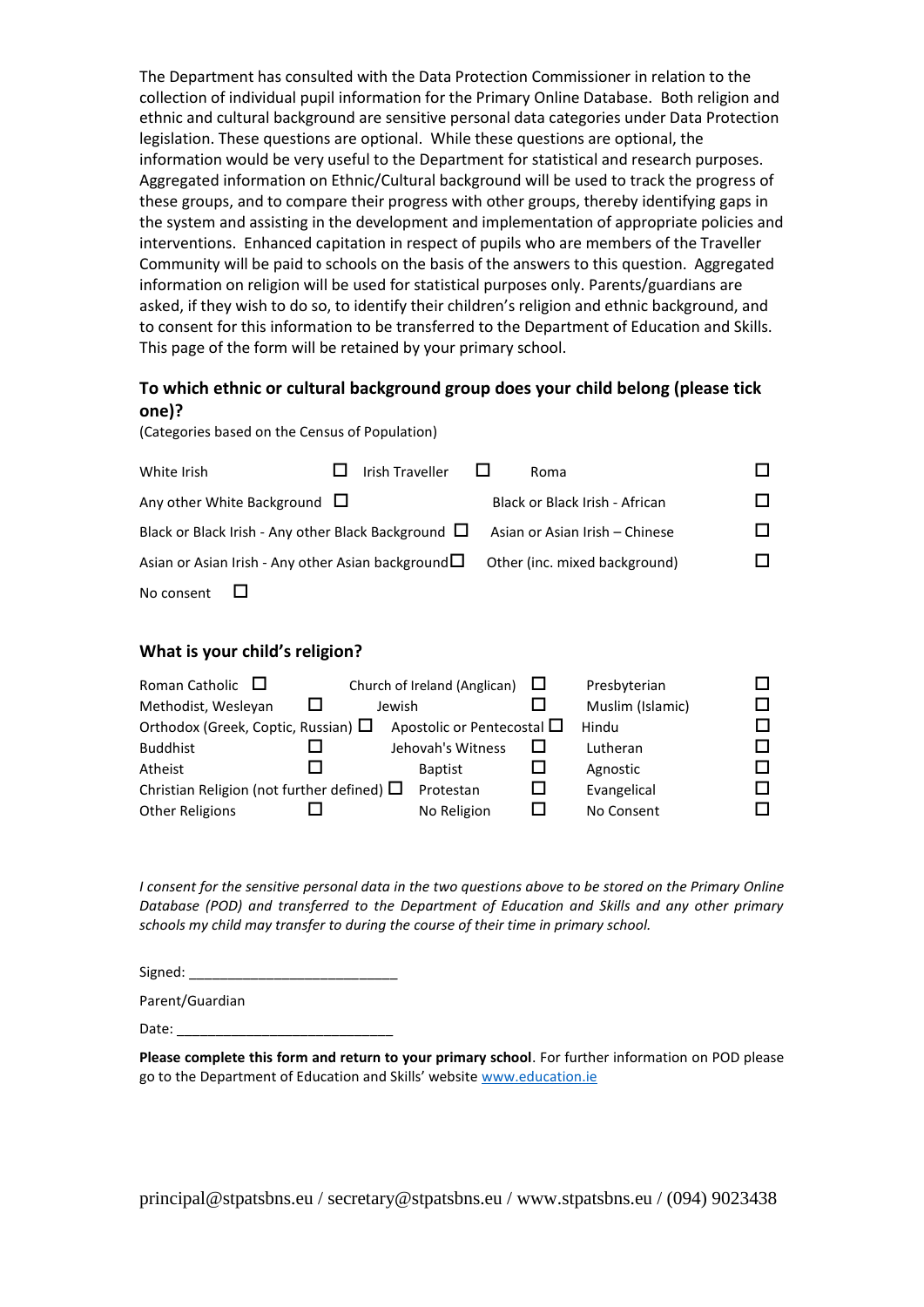The Department has consulted with the Data Protection Commissioner in relation to the collection of individual pupil information for the Primary Online Database. Both religion and ethnic and cultural background are sensitive personal data categories under Data Protection legislation. These questions are optional. While these questions are optional, the information would be very useful to the Department for statistical and research purposes. Aggregated information on Ethnic/Cultural background will be used to track the progress of these groups, and to compare their progress with other groups, thereby identifying gaps in the system and assisting in the development and implementation of appropriate policies and interventions. Enhanced capitation in respect of pupils who are members of the Traveller Community will be paid to schools on the basis of the answers to this question. Aggregated information on religion will be used for statistical purposes only. Parents/guardians are asked, if they wish to do so, to identify their children's religion and ethnic background, and to consent for this information to be transferred to the Department of Education and Skills. This page of the form will be retained by your primary school.

### To which ethnic or cultural background group does your child belong (please tick one)?

(Categories based on the Census of Population)

| | | | | | |
|---|---|---|---|---|---|
| White Irish | ☐ | Irish Traveller | ☐ | Roma | ☐ |
| Any other White Background | ☐ | | | Black or Black Irish - African | ☐ |
| Black or Black Irish - Any other Black Background | ☐ | | | Asian or Asian Irish – Chinese | ☐ |
| Asian or Asian Irish - Any other Asian background | ☐ | | | Other (inc. mixed background) | ☐ |
| No consent | ☐ | | | | |

### What is your child's religion?

| | | | | | |
|---|---|---|---|---|---|
| Roman Catholic | ☐ | Church of Ireland (Anglican) | ☐ | Presbyterian | ☐ |
| Methodist, Wesleyan | ☐ | Jewish | ☐ | Muslim (Islamic) | ☐ |
| Orthodox (Greek, Coptic, Russian) | ☐ | Apostolic or Pentecostal | ☐ | Hindu | ☐ |
| Buddhist | ☐ | Jehovah's Witness | ☐ | Lutheran | ☐ |
| Atheist | ☐ | Baptist | ☐ | Agnostic | ☐ |
| Christian Religion (not further defined) | ☐ | Protestan | ☐ | Evangelical | ☐ |
| Other Religions | ☐ | No Religion | ☐ | No Consent | ☐ |

*I consent for the sensitive personal data in the two questions above to be stored on the Primary Online Database (POD) and transferred to the Department of Education and Skills and any other primary schools my child may transfer to during the course of their time in primary school.*

Signed: ___________________________

Parent/Guardian

Date: ____________________________

**Please complete this form and return to your primary school**. For further information on POD please go to the Department of Education and Skills' website www.education.ie

principal@stpatsbns.eu / secretary@stpatsbns.eu / www.stpatsbns.eu / (094) 9023438